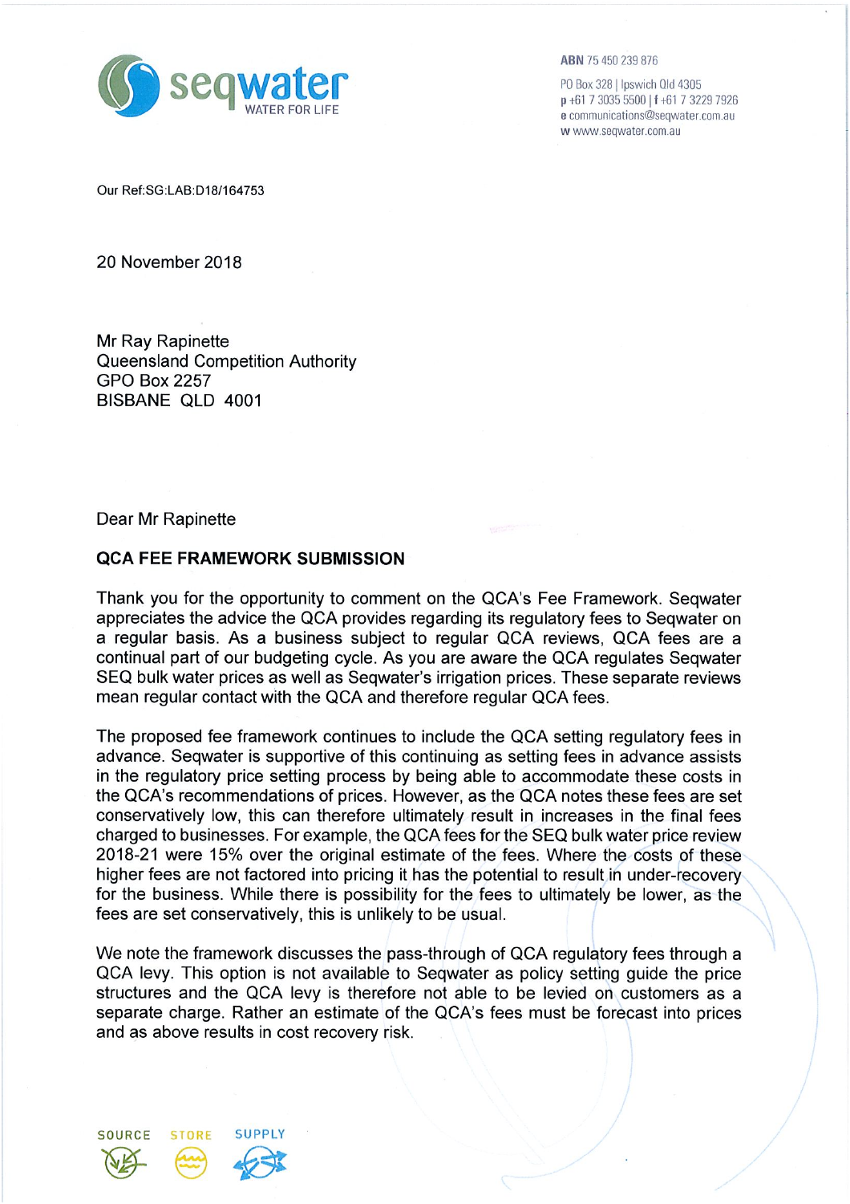**seqwater**
WATER FOR LIFE

**ABN** 75 450 239 876

PO Box 328 | Ipswich Qld 4305
**p** +61 7 3035 5500 | **f** +61 7 3229 7926
**e** communications@seqwater.com.au
**w** www.seqwater.com.au

Our Ref:SG:LAB:D18/164753

20 November 2018

Mr Ray Rapinette
Queensland Competition Authority
GPO Box 2257
BISBANE QLD 4001

Dear Mr Rapinette

**QCA FEE FRAMEWORK SUBMISSION**

Thank you for the opportunity to comment on the QCA's Fee Framework. Seqwater appreciates the advice the QCA provides regarding its regulatory fees to Seqwater on a regular basis. As a business subject to regular QCA reviews, QCA fees are a continual part of our budgeting cycle. As you are aware the QCA regulates Seqwater SEQ bulk water prices as well as Seqwater's irrigation prices. These separate reviews mean regular contact with the QCA and therefore regular QCA fees.

The proposed fee framework continues to include the QCA setting regulatory fees in advance. Seqwater is supportive of this continuing as setting fees in advance assists in the regulatory price setting process by being able to accommodate these costs in the QCA's recommendations of prices. However, as the QCA notes these fees are set conservatively low, this can therefore ultimately result in increases in the final fees charged to businesses. For example, the QCA fees for the SEQ bulk water price review 2018-21 were 15% over the original estimate of the fees. Where the costs of these higher fees are not factored into pricing it has the potential to result in under-recovery for the business. While there is possibility for the fees to ultimately be lower, as the fees are set conservatively, this is unlikely to be usual.

We note the framework discusses the pass-through of QCA regulatory fees through a QCA levy. This option is not available to Seqwater as policy setting guide the price structures and the QCA levy is therefore not able to be levied on customers as a separate charge. Rather an estimate of the QCA's fees must be forecast into prices and as above results in cost recovery risk.

SOURCE STORE SUPPLY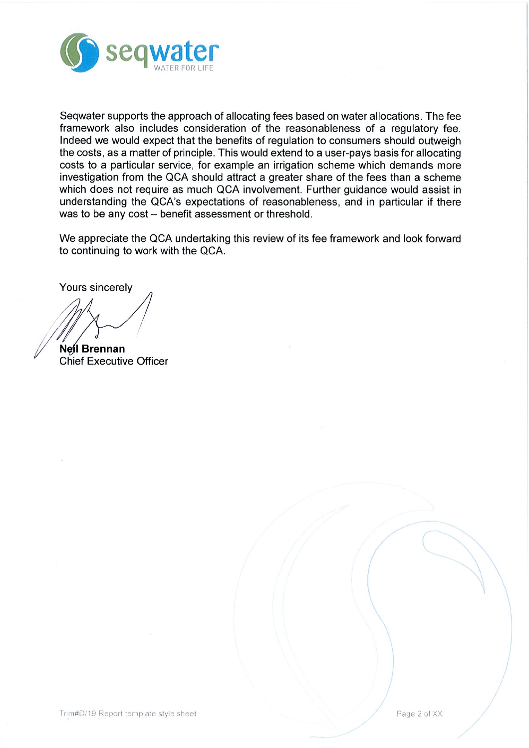Seqwater supports the approach of allocating fees based on water allocations. The fee framework also includes consideration of the reasonableness of a regulatory fee. Indeed we would expect that the benefits of regulation to consumers should outweigh the costs, as a matter of principle. This would extend to a user-pays basis for allocating costs to a particular service, for example an irrigation scheme which demands more investigation from the QCA should attract a greater share of the fees than a scheme which does not require as much QCA involvement. Further guidance would assist in understanding the QCA's expectations of reasonableness, and in particular if there was to be any cost – benefit assessment or threshold.

We appreciate the QCA undertaking this review of its fee framework and look forward to continuing to work with the QCA.

Yours sincerely

**Neil Brennan**
Chief Executive Officer